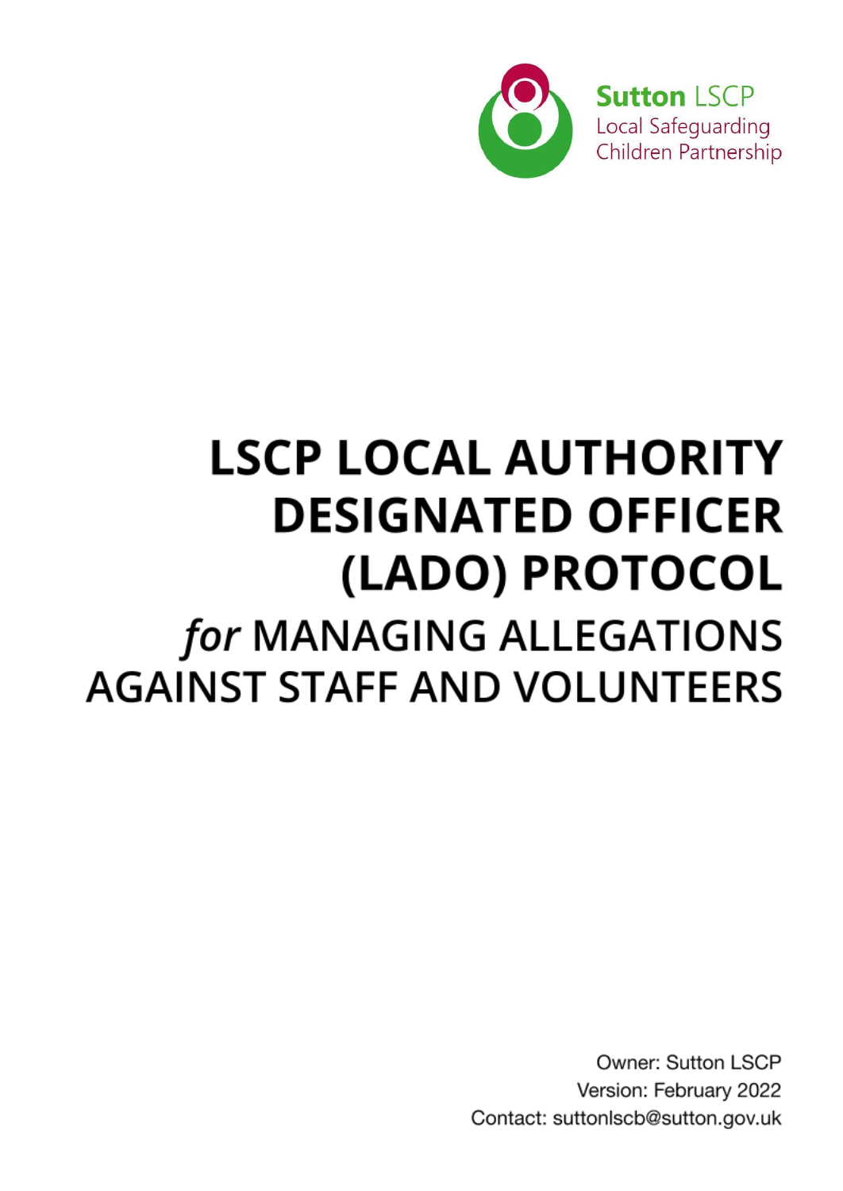Sutton LSCP
Local Safeguarding
Children Partnership

# LSCP LOCAL AUTHORITY DESIGNATED OFFICER (LADO) PROTOCOL

## *for* MANAGING ALLEGATIONS AGAINST STAFF AND VOLUNTEERS

Owner: Sutton LSCP
Version: February 2022
Contact: suttonlscb@sutton.gov.uk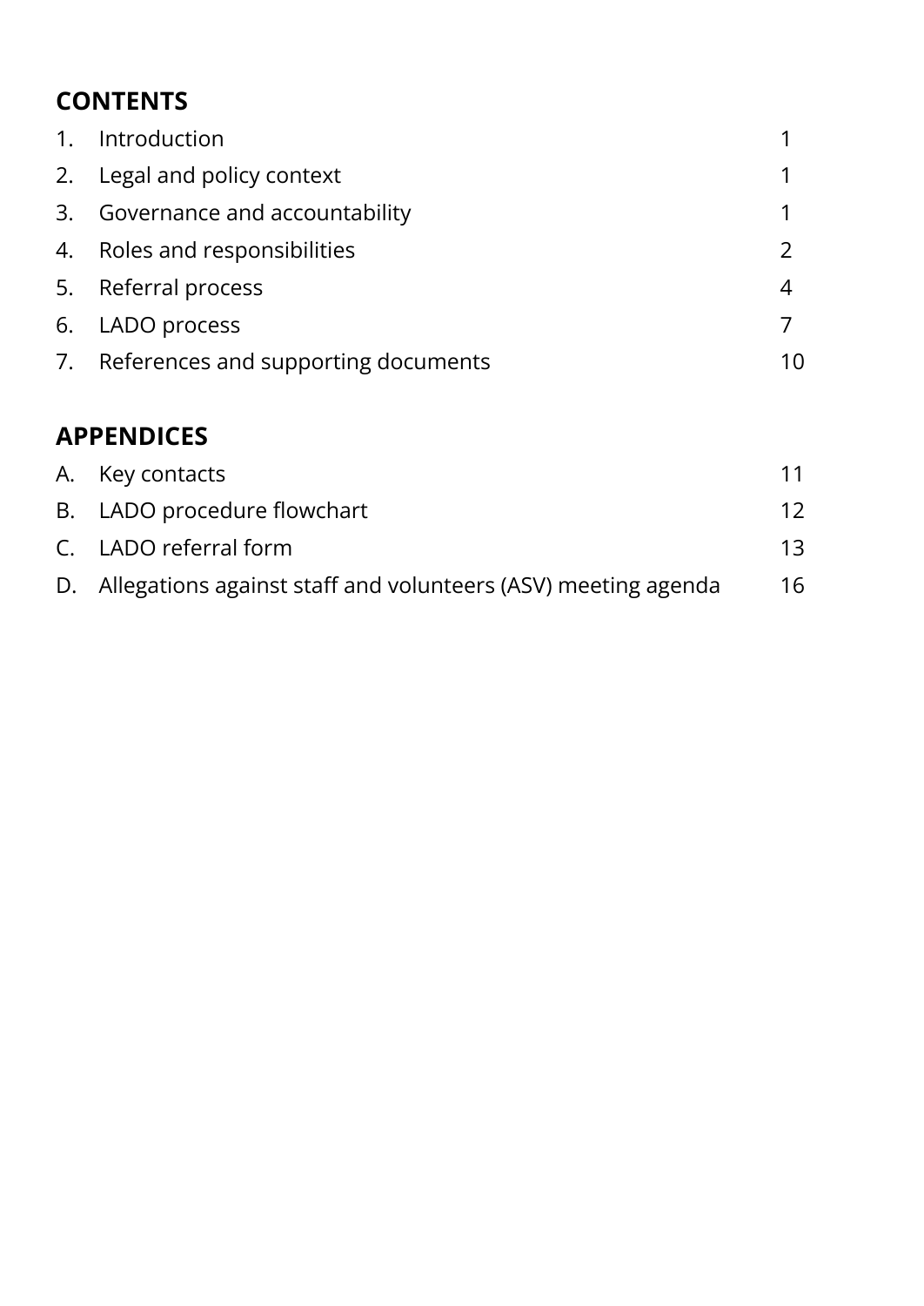## CONTENTS

| | | |
|---|---|---|
| 1. | Introduction | 1 |
| 2. | Legal and policy context | 1 |
| 3. | Governance and accountability | 1 |
| 4. | Roles and responsibilities | 2 |
| 5. | Referral process | 4 |
| 6. | LADO process | 7 |
| 7. | References and supporting documents | 10 |

## APPENDICES

| | | |
|---|---|---|
| A. | Key contacts | 11 |
| B. | LADO procedure flowchart | 12 |
| C. | LADO referral form | 13 |
| D. | Allegations against staff and volunteers (ASV) meeting agenda | 16 |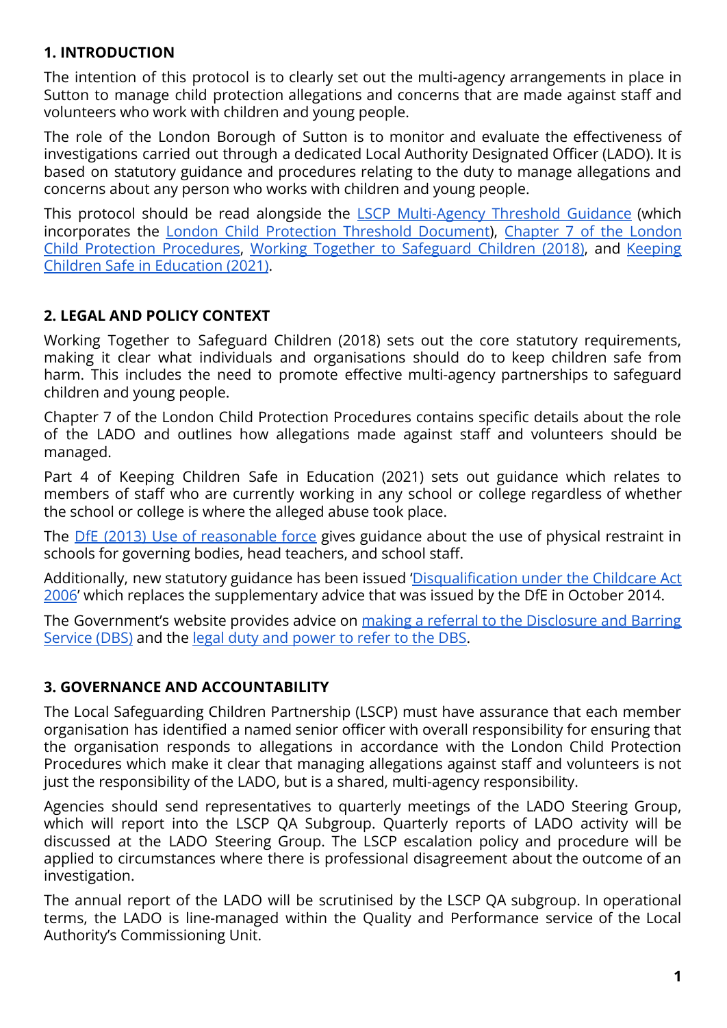## 1. INTRODUCTION

The intention of this protocol is to clearly set out the multi-agency arrangements in place in Sutton to manage child protection allegations and concerns that are made against staff and volunteers who work with children and young people.

The role of the London Borough of Sutton is to monitor and evaluate the effectiveness of investigations carried out through a dedicated Local Authority Designated Officer (LADO). It is based on statutory guidance and procedures relating to the duty to manage allegations and concerns about any person who works with children and young people.

This protocol should be read alongside the LSCP Multi-Agency Threshold Guidance (which incorporates the London Child Protection Threshold Document), Chapter 7 of the London Child Protection Procedures, Working Together to Safeguard Children (2018), and Keeping Children Safe in Education (2021).

## 2. LEGAL AND POLICY CONTEXT

Working Together to Safeguard Children (2018) sets out the core statutory requirements, making it clear what individuals and organisations should do to keep children safe from harm. This includes the need to promote effective multi-agency partnerships to safeguard children and young people.

Chapter 7 of the London Child Protection Procedures contains specific details about the role of the LADO and outlines how allegations made against staff and volunteers should be managed.

Part 4 of Keeping Children Safe in Education (2021) sets out guidance which relates to members of staff who are currently working in any school or college regardless of whether the school or college is where the alleged abuse took place.

The DfE (2013) Use of reasonable force gives guidance about the use of physical restraint in schools for governing bodies, head teachers, and school staff.

Additionally, new statutory guidance has been issued 'Disqualification under the Childcare Act 2006' which replaces the supplementary advice that was issued by the DfE in October 2014.

The Government's website provides advice on making a referral to the Disclosure and Barring Service (DBS) and the legal duty and power to refer to the DBS.

## 3. GOVERNANCE AND ACCOUNTABILITY

The Local Safeguarding Children Partnership (LSCP) must have assurance that each member organisation has identified a named senior officer with overall responsibility for ensuring that the organisation responds to allegations in accordance with the London Child Protection Procedures which make it clear that managing allegations against staff and volunteers is not just the responsibility of the LADO, but is a shared, multi-agency responsibility.

Agencies should send representatives to quarterly meetings of the LADO Steering Group, which will report into the LSCP QA Subgroup. Quarterly reports of LADO activity will be discussed at the LADO Steering Group. The LSCP escalation policy and procedure will be applied to circumstances where there is professional disagreement about the outcome of an investigation.

The annual report of the LADO will be scrutinised by the LSCP QA subgroup. In operational terms, the LADO is line-managed within the Quality and Performance service of the Local Authority's Commissioning Unit.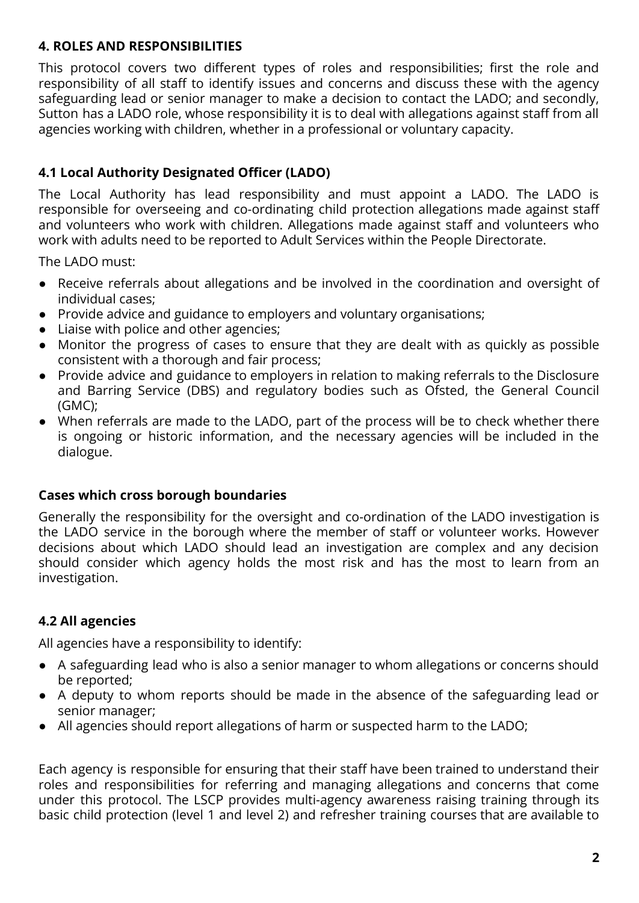## 4. ROLES AND RESPONSIBILITIES

This protocol covers two different types of roles and responsibilities; first the role and responsibility of all staff to identify issues and concerns and discuss these with the agency safeguarding lead or senior manager to make a decision to contact the LADO; and secondly, Sutton has a LADO role, whose responsibility it is to deal with allegations against staff from all agencies working with children, whether in a professional or voluntary capacity.

### 4.1 Local Authority Designated Officer (LADO)

The Local Authority has lead responsibility and must appoint a LADO. The LADO is responsible for overseeing and co-ordinating child protection allegations made against staff and volunteers who work with children. Allegations made against staff and volunteers who work with adults need to be reported to Adult Services within the People Directorate.

The LADO must:

- Receive referrals about allegations and be involved in the coordination and oversight of individual cases;
- Provide advice and guidance to employers and voluntary organisations;
- Liaise with police and other agencies;
- Monitor the progress of cases to ensure that they are dealt with as quickly as possible consistent with a thorough and fair process;
- Provide advice and guidance to employers in relation to making referrals to the Disclosure and Barring Service (DBS) and regulatory bodies such as Ofsted, the General Council (GMC);
- When referrals are made to the LADO, part of the process will be to check whether there is ongoing or historic information, and the necessary agencies will be included in the dialogue.

#### Cases which cross borough boundaries

Generally the responsibility for the oversight and co-ordination of the LADO investigation is the LADO service in the borough where the member of staff or volunteer works. However decisions about which LADO should lead an investigation are complex and any decision should consider which agency holds the most risk and has the most to learn from an investigation.

### 4.2 All agencies

All agencies have a responsibility to identify:

- A safeguarding lead who is also a senior manager to whom allegations or concerns should be reported;
- A deputy to whom reports should be made in the absence of the safeguarding lead or senior manager;
- All agencies should report allegations of harm or suspected harm to the LADO;

Each agency is responsible for ensuring that their staff have been trained to understand their roles and responsibilities for referring and managing allegations and concerns that come under this protocol. The LSCP provides multi-agency awareness raising training through its basic child protection (level 1 and level 2) and refresher training courses that are available to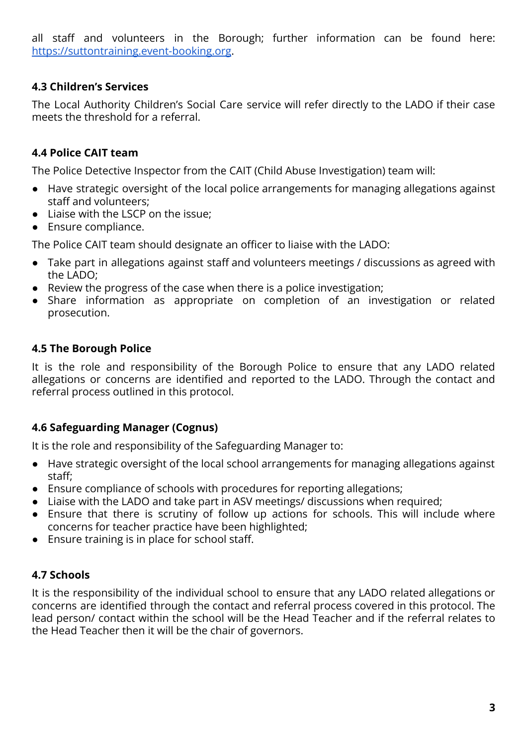all staff and volunteers in the Borough; further information can be found here: https://suttontraining.event-booking.org.

### 4.3 Children's Services

The Local Authority Children's Social Care service will refer directly to the LADO if their case meets the threshold for a referral.

### 4.4 Police CAIT team

The Police Detective Inspector from the CAIT (Child Abuse Investigation) team will:

- Have strategic oversight of the local police arrangements for managing allegations against staff and volunteers;
- Liaise with the LSCP on the issue;
- Ensure compliance.

The Police CAIT team should designate an officer to liaise with the LADO:

- Take part in allegations against staff and volunteers meetings / discussions as agreed with the LADO;
- Review the progress of the case when there is a police investigation;
- Share information as appropriate on completion of an investigation or related prosecution.

### 4.5 The Borough Police

It is the role and responsibility of the Borough Police to ensure that any LADO related allegations or concerns are identified and reported to the LADO. Through the contact and referral process outlined in this protocol.

### 4.6 Safeguarding Manager (Cognus)

It is the role and responsibility of the Safeguarding Manager to:

- Have strategic oversight of the local school arrangements for managing allegations against staff;
- Ensure compliance of schools with procedures for reporting allegations;
- Liaise with the LADO and take part in ASV meetings/ discussions when required;
- Ensure that there is scrutiny of follow up actions for schools. This will include where concerns for teacher practice have been highlighted;
- Ensure training is in place for school staff.

### 4.7 Schools

It is the responsibility of the individual school to ensure that any LADO related allegations or concerns are identified through the contact and referral process covered in this protocol. The lead person/ contact within the school will be the Head Teacher and if the referral relates to the Head Teacher then it will be the chair of governors.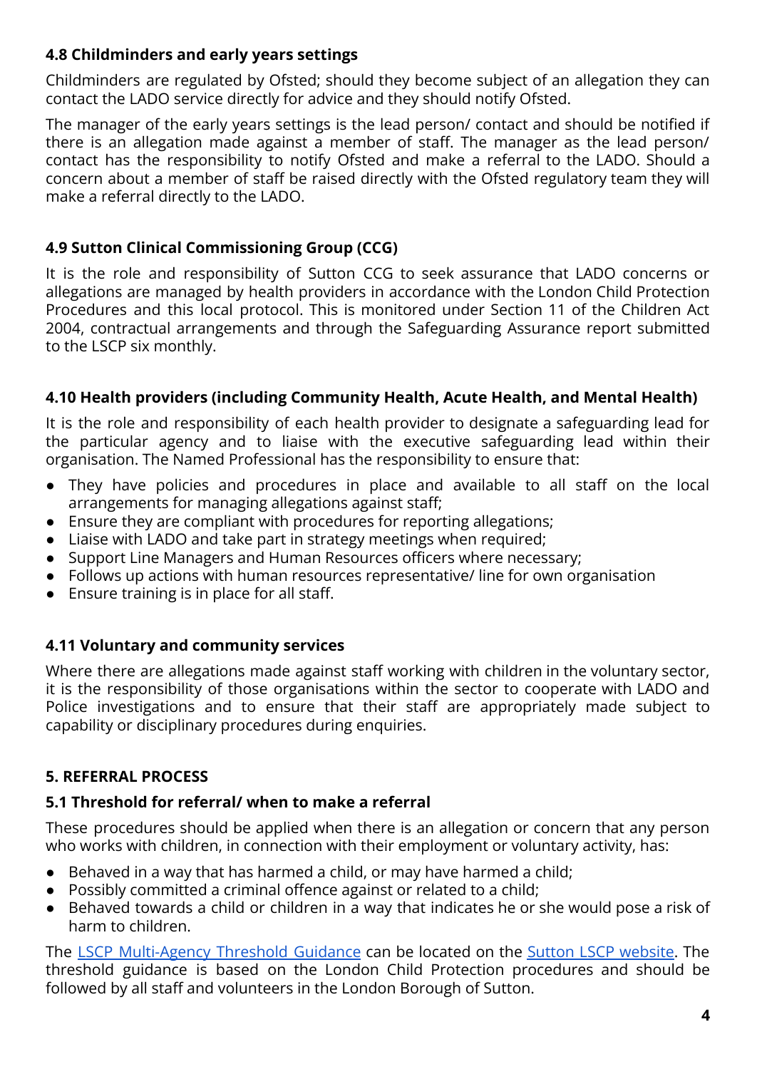### 4.8 Childminders and early years settings

Childminders are regulated by Ofsted; should they become subject of an allegation they can contact the LADO service directly for advice and they should notify Ofsted.

The manager of the early years settings is the lead person/ contact and should be notified if there is an allegation made against a member of staff. The manager as the lead person/ contact has the responsibility to notify Ofsted and make a referral to the LADO. Should a concern about a member of staff be raised directly with the Ofsted regulatory team they will make a referral directly to the LADO.

### 4.9 Sutton Clinical Commissioning Group (CCG)

It is the role and responsibility of Sutton CCG to seek assurance that LADO concerns or allegations are managed by health providers in accordance with the London Child Protection Procedures and this local protocol. This is monitored under Section 11 of the Children Act 2004, contractual arrangements and through the Safeguarding Assurance report submitted to the LSCP six monthly.

### 4.10 Health providers (including Community Health, Acute Health, and Mental Health)

It is the role and responsibility of each health provider to designate a safeguarding lead for the particular agency and to liaise with the executive safeguarding lead within their organisation. The Named Professional has the responsibility to ensure that:

- They have policies and procedures in place and available to all staff on the local arrangements for managing allegations against staff;
- Ensure they are compliant with procedures for reporting allegations;
- Liaise with LADO and take part in strategy meetings when required;
- Support Line Managers and Human Resources officers where necessary;
- Follows up actions with human resources representative/ line for own organisation
- Ensure training is in place for all staff.

### 4.11 Voluntary and community services

Where there are allegations made against staff working with children in the voluntary sector, it is the responsibility of those organisations within the sector to cooperate with LADO and Police investigations and to ensure that their staff are appropriately made subject to capability or disciplinary procedures during enquiries.

## 5. REFERRAL PROCESS

### 5.1 Threshold for referral/ when to make a referral

These procedures should be applied when there is an allegation or concern that any person who works with children, in connection with their employment or voluntary activity, has:

- Behaved in a way that has harmed a child, or may have harmed a child;
- Possibly committed a criminal offence against or related to a child;
- Behaved towards a child or children in a way that indicates he or she would pose a risk of harm to children.

The LSCP Multi-Agency Threshold Guidance can be located on the Sutton LSCP website. The threshold guidance is based on the London Child Protection procedures and should be followed by all staff and volunteers in the London Borough of Sutton.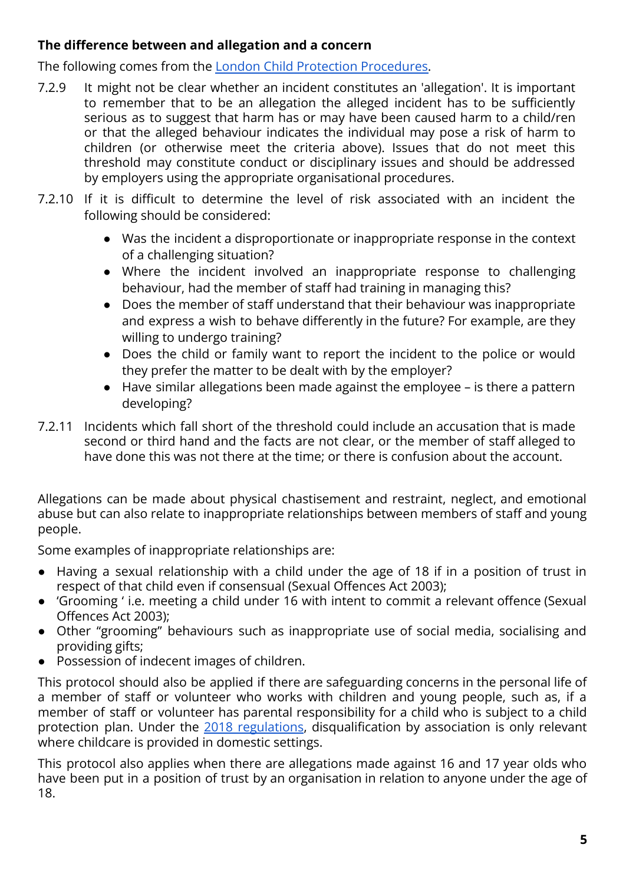**The difference between and allegation and a concern**

The following comes from the [London Child Protection Procedures](#).

7.2.9 It might not be clear whether an incident constitutes an 'allegation'. It is important to remember that to be an allegation the alleged incident has to be sufficiently serious as to suggest that harm has or may have been caused harm to a child/ren or that the alleged behaviour indicates the individual may pose a risk of harm to children (or otherwise meet the criteria above). Issues that do not meet this threshold may constitute conduct or disciplinary issues and should be addressed by employers using the appropriate organisational procedures.

7.2.10 If it is difficult to determine the level of risk associated with an incident the following should be considered:

- Was the incident a disproportionate or inappropriate response in the context of a challenging situation?
- Where the incident involved an inappropriate response to challenging behaviour, had the member of staff had training in managing this?
- Does the member of staff understand that their behaviour was inappropriate and express a wish to behave differently in the future? For example, are they willing to undergo training?
- Does the child or family want to report the incident to the police or would they prefer the matter to be dealt with by the employer?
- Have similar allegations been made against the employee – is there a pattern developing?

7.2.11 Incidents which fall short of the threshold could include an accusation that is made second or third hand and the facts are not clear, or the member of staff alleged to have done this was not there at the time; or there is confusion about the account.

Allegations can be made about physical chastisement and restraint, neglect, and emotional abuse but can also relate to inappropriate relationships between members of staff and young people.

Some examples of inappropriate relationships are:

- Having a sexual relationship with a child under the age of 18 if in a position of trust in respect of that child even if consensual (Sexual Offences Act 2003);
- 'Grooming ' i.e. meeting a child under 16 with intent to commit a relevant offence (Sexual Offences Act 2003);
- Other "grooming" behaviours such as inappropriate use of social media, socialising and providing gifts;
- Possession of indecent images of children.

This protocol should also be applied if there are safeguarding concerns in the personal life of a member of staff or volunteer who works with children and young people, such as, if a member of staff or volunteer has parental responsibility for a child who is subject to a child protection plan. Under the [2018 regulations](#), disqualification by association is only relevant where childcare is provided in domestic settings.

This protocol also applies when there are allegations made against 16 and 17 year olds who have been put in a position of trust by an organisation in relation to anyone under the age of 18.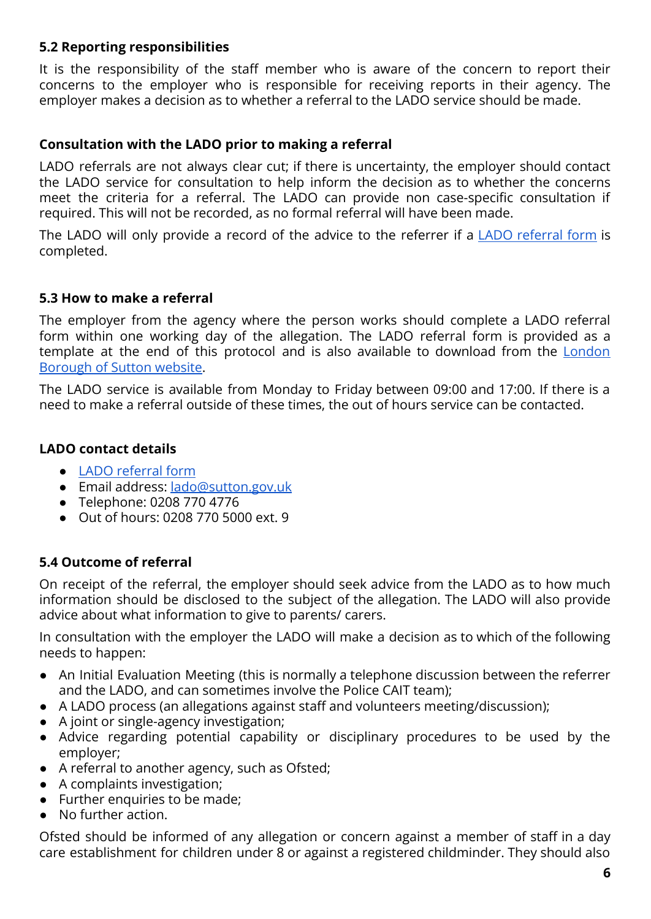### 5.2 Reporting responsibilities

It is the responsibility of the staff member who is aware of the concern to report their concerns to the employer who is responsible for receiving reports in their agency. The employer makes a decision as to whether a referral to the LADO service should be made.

#### Consultation with the LADO prior to making a referral

LADO referrals are not always clear cut; if there is uncertainty, the employer should contact the LADO service for consultation to help inform the decision as to whether the concerns meet the criteria for a referral. The LADO can provide non case-specific consultation if required. This will not be recorded, as no formal referral will have been made.

The LADO will only provide a record of the advice to the referrer if a LADO referral form is completed.

### 5.3 How to make a referral

The employer from the agency where the person works should complete a LADO referral form within one working day of the allegation. The LADO referral form is provided as a template at the end of this protocol and is also available to download from the London Borough of Sutton website.

The LADO service is available from Monday to Friday between 09:00 and 17:00. If there is a need to make a referral outside of these times, the out of hours service can be contacted.

#### LADO contact details

- LADO referral form
- Email address: lado@sutton.gov.uk
- Telephone: 0208 770 4776
- Out of hours: 0208 770 5000 ext. 9

### 5.4 Outcome of referral

On receipt of the referral, the employer should seek advice from the LADO as to how much information should be disclosed to the subject of the allegation. The LADO will also provide advice about what information to give to parents/ carers.

In consultation with the employer the LADO will make a decision as to which of the following needs to happen:

- An Initial Evaluation Meeting (this is normally a telephone discussion between the referrer and the LADO, and can sometimes involve the Police CAIT team);
- A LADO process (an allegations against staff and volunteers meeting/discussion);
- A joint or single-agency investigation;
- Advice regarding potential capability or disciplinary procedures to be used by the employer;
- A referral to another agency, such as Ofsted;
- A complaints investigation;
- Further enquiries to be made;
- No further action.

Ofsted should be informed of any allegation or concern against a member of staff in a day care establishment for children under 8 or against a registered childminder. They should also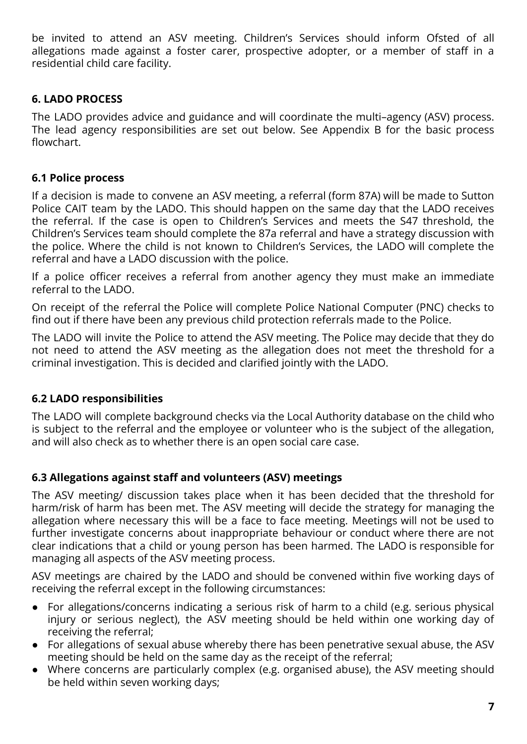be invited to attend an ASV meeting. Children's Services should inform Ofsted of all allegations made against a foster carer, prospective adopter, or a member of staff in a residential child care facility.

## 6. LADO PROCESS

The LADO provides advice and guidance and will coordinate the multi–agency (ASV) process. The lead agency responsibilities are set out below. See Appendix B for the basic process flowchart.

### 6.1 Police process

If a decision is made to convene an ASV meeting, a referral (form 87A) will be made to Sutton Police CAIT team by the LADO. This should happen on the same day that the LADO receives the referral. If the case is open to Children's Services and meets the S47 threshold, the Children's Services team should complete the 87a referral and have a strategy discussion with the police. Where the child is not known to Children's Services, the LADO will complete the referral and have a LADO discussion with the police.

If a police officer receives a referral from another agency they must make an immediate referral to the LADO.

On receipt of the referral the Police will complete Police National Computer (PNC) checks to find out if there have been any previous child protection referrals made to the Police.

The LADO will invite the Police to attend the ASV meeting. The Police may decide that they do not need to attend the ASV meeting as the allegation does not meet the threshold for a criminal investigation. This is decided and clarified jointly with the LADO.

### 6.2 LADO responsibilities

The LADO will complete background checks via the Local Authority database on the child who is subject to the referral and the employee or volunteer who is the subject of the allegation, and will also check as to whether there is an open social care case.

### 6.3 Allegations against staff and volunteers (ASV) meetings

The ASV meeting/ discussion takes place when it has been decided that the threshold for harm/risk of harm has been met. The ASV meeting will decide the strategy for managing the allegation where necessary this will be a face to face meeting. Meetings will not be used to further investigate concerns about inappropriate behaviour or conduct where there are not clear indications that a child or young person has been harmed. The LADO is responsible for managing all aspects of the ASV meeting process.

ASV meetings are chaired by the LADO and should be convened within five working days of receiving the referral except in the following circumstances:

- For allegations/concerns indicating a serious risk of harm to a child (e.g. serious physical injury or serious neglect), the ASV meeting should be held within one working day of receiving the referral;
- For allegations of sexual abuse whereby there has been penetrative sexual abuse, the ASV meeting should be held on the same day as the receipt of the referral;
- Where concerns are particularly complex (e.g. organised abuse), the ASV meeting should be held within seven working days;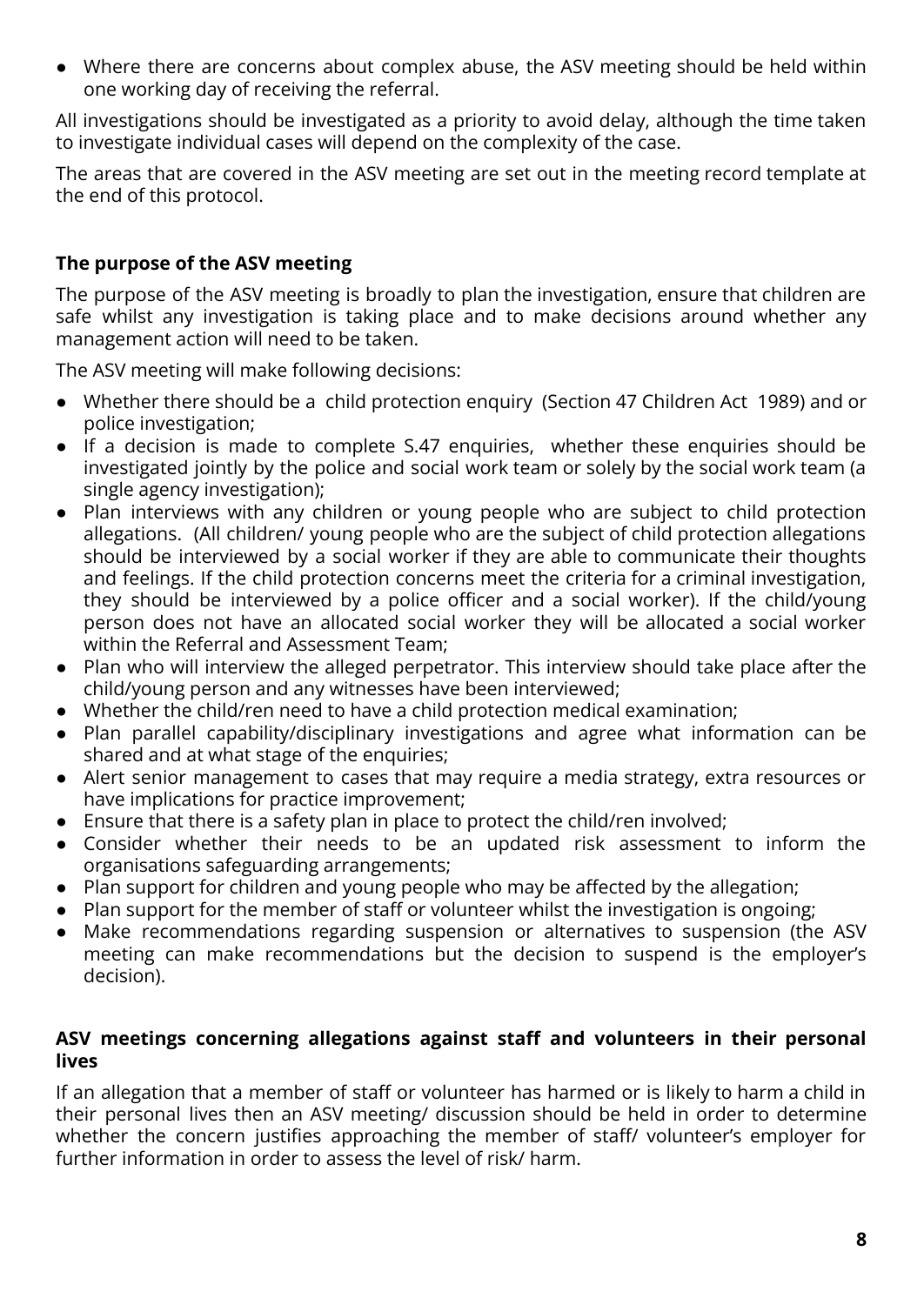- Where there are concerns about complex abuse, the ASV meeting should be held within one working day of receiving the referral.

All investigations should be investigated as a priority to avoid delay, although the time taken to investigate individual cases will depend on the complexity of the case.

The areas that are covered in the ASV meeting are set out in the meeting record template at the end of this protocol.

**The purpose of the ASV meeting**

The purpose of the ASV meeting is broadly to plan the investigation, ensure that children are safe whilst any investigation is taking place and to make decisions around whether any management action will need to be taken.

The ASV meeting will make following decisions:

- Whether there should be a child protection enquiry (Section 47 Children Act 1989) and or police investigation;
- If a decision is made to complete S.47 enquiries, whether these enquiries should be investigated jointly by the police and social work team or solely by the social work team (a single agency investigation);
- Plan interviews with any children or young people who are subject to child protection allegations. (All children/ young people who are the subject of child protection allegations should be interviewed by a social worker if they are able to communicate their thoughts and feelings. If the child protection concerns meet the criteria for a criminal investigation, they should be interviewed by a police officer and a social worker). If the child/young person does not have an allocated social worker they will be allocated a social worker within the Referral and Assessment Team;
- Plan who will interview the alleged perpetrator. This interview should take place after the child/young person and any witnesses have been interviewed;
- Whether the child/ren need to have a child protection medical examination;
- Plan parallel capability/disciplinary investigations and agree what information can be shared and at what stage of the enquiries;
- Alert senior management to cases that may require a media strategy, extra resources or have implications for practice improvement;
- Ensure that there is a safety plan in place to protect the child/ren involved;
- Consider whether their needs to be an updated risk assessment to inform the organisations safeguarding arrangements;
- Plan support for children and young people who may be affected by the allegation;
- Plan support for the member of staff or volunteer whilst the investigation is ongoing;
- Make recommendations regarding suspension or alternatives to suspension (the ASV meeting can make recommendations but the decision to suspend is the employer's decision).

**ASV meetings concerning allegations against staff and volunteers in their personal lives**

If an allegation that a member of staff or volunteer has harmed or is likely to harm a child in their personal lives then an ASV meeting/ discussion should be held in order to determine whether the concern justifies approaching the member of staff/ volunteer's employer for further information in order to assess the level of risk/ harm.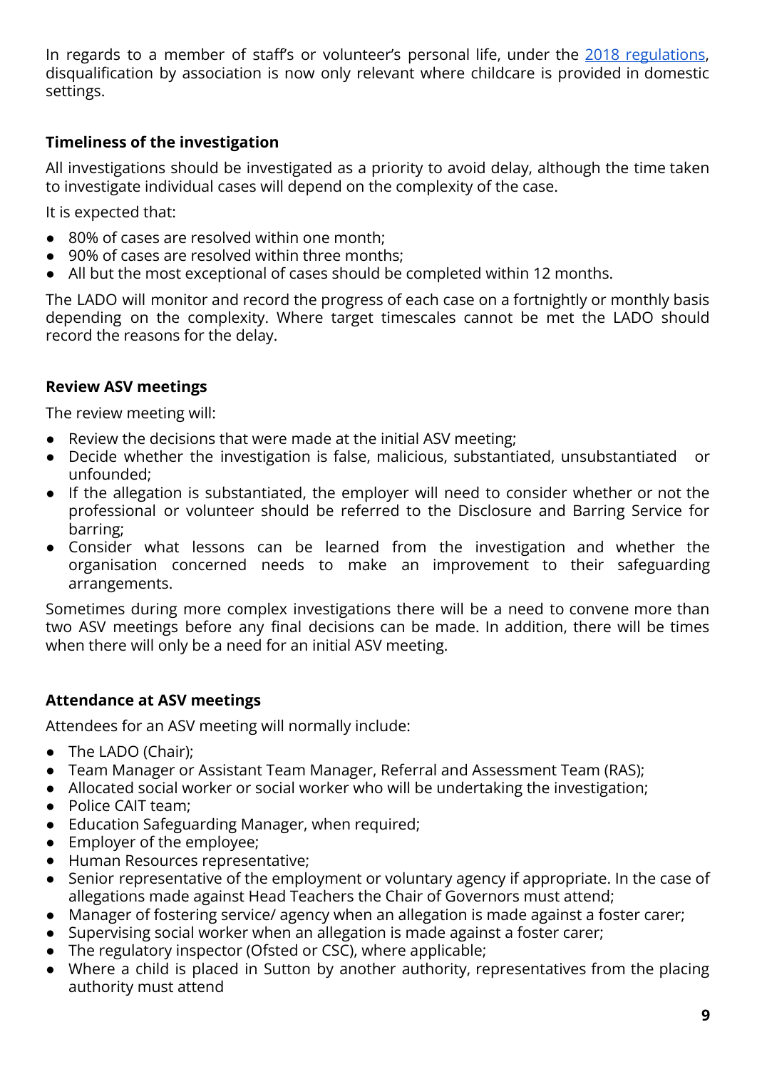In regards to a member of staff's or volunteer's personal life, under the [2018 regulations](), disqualification by association is now only relevant where childcare is provided in domestic settings.

### Timeliness of the investigation

All investigations should be investigated as a priority to avoid delay, although the time taken to investigate individual cases will depend on the complexity of the case.

It is expected that:

- 80% of cases are resolved within one month;
- 90% of cases are resolved within three months;
- All but the most exceptional of cases should be completed within 12 months.

The LADO will monitor and record the progress of each case on a fortnightly or monthly basis depending on the complexity. Where target timescales cannot be met the LADO should record the reasons for the delay.

### Review ASV meetings

The review meeting will:

- Review the decisions that were made at the initial ASV meeting;
- Decide whether the investigation is false, malicious, substantiated, unsubstantiated or unfounded;
- If the allegation is substantiated, the employer will need to consider whether or not the professional or volunteer should be referred to the Disclosure and Barring Service for barring;
- Consider what lessons can be learned from the investigation and whether the organisation concerned needs to make an improvement to their safeguarding arrangements.

Sometimes during more complex investigations there will be a need to convene more than two ASV meetings before any final decisions can be made. In addition, there will be times when there will only be a need for an initial ASV meeting.

### Attendance at ASV meetings

Attendees for an ASV meeting will normally include:

- The LADO (Chair);
- Team Manager or Assistant Team Manager, Referral and Assessment Team (RAS);
- Allocated social worker or social worker who will be undertaking the investigation;
- Police CAIT team;
- Education Safeguarding Manager, when required;
- Employer of the employee;
- Human Resources representative;
- Senior representative of the employment or voluntary agency if appropriate. In the case of allegations made against Head Teachers the Chair of Governors must attend;
- Manager of fostering service/ agency when an allegation is made against a foster carer;
- Supervising social worker when an allegation is made against a foster carer;
- The regulatory inspector (Ofsted or CSC), where applicable;
- Where a child is placed in Sutton by another authority, representatives from the placing authority must attend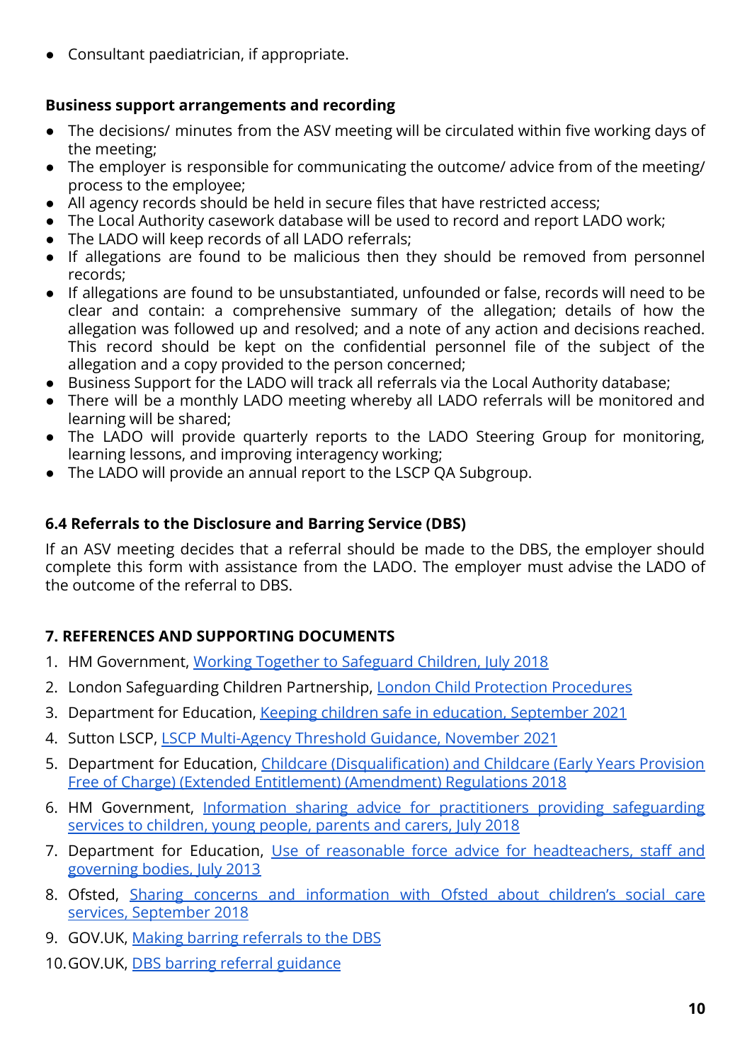- Consultant paediatrician, if appropriate.

**Business support arrangements and recording**

- The decisions/ minutes from the ASV meeting will be circulated within five working days of the meeting;
- The employer is responsible for communicating the outcome/ advice from of the meeting/ process to the employee;
- All agency records should be held in secure files that have restricted access;
- The Local Authority casework database will be used to record and report LADO work;
- The LADO will keep records of all LADO referrals;
- If allegations are found to be malicious then they should be removed from personnel records;
- If allegations are found to be unsubstantiated, unfounded or false, records will need to be clear and contain: a comprehensive summary of the allegation; details of how the allegation was followed up and resolved; and a note of any action and decisions reached. This record should be kept on the confidential personnel file of the subject of the allegation and a copy provided to the person concerned;
- Business Support for the LADO will track all referrals via the Local Authority database;
- There will be a monthly LADO meeting whereby all LADO referrals will be monitored and learning will be shared;
- The LADO will provide quarterly reports to the LADO Steering Group for monitoring, learning lessons, and improving interagency working;
- The LADO will provide an annual report to the LSCP QA Subgroup.

### 6.4 Referrals to the Disclosure and Barring Service (DBS)

If an ASV meeting decides that a referral should be made to the DBS, the employer should complete this form with assistance from the LADO. The employer must advise the LADO of the outcome of the referral to DBS.

## 7. REFERENCES AND SUPPORTING DOCUMENTS

1. HM Government, Working Together to Safeguard Children, July 2018
2. London Safeguarding Children Partnership, London Child Protection Procedures
3. Department for Education, Keeping children safe in education, September 2021
4. Sutton LSCP, LSCP Multi-Agency Threshold Guidance, November 2021
5. Department for Education, Childcare (Disqualification) and Childcare (Early Years Provision Free of Charge) (Extended Entitlement) (Amendment) Regulations 2018
6. HM Government, Information sharing advice for practitioners providing safeguarding services to children, young people, parents and carers, July 2018
7. Department for Education, Use of reasonable force advice for headteachers, staff and governing bodies, July 2013
8. Ofsted, Sharing concerns and information with Ofsted about children's social care services, September 2018
9. GOV.UK, Making barring referrals to the DBS
10. GOV.UK, DBS barring referral guidance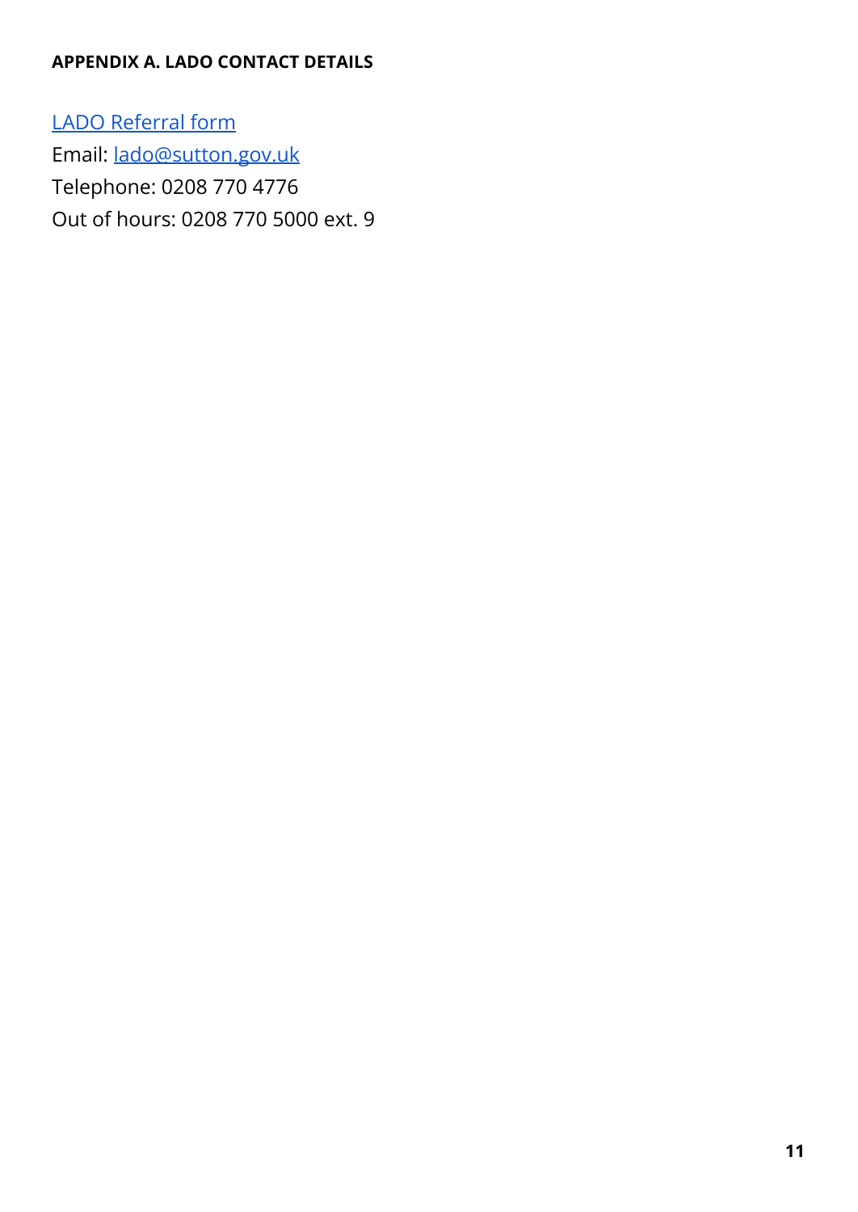## APPENDIX A. LADO CONTACT DETAILS

LADO Referral form

Email: lado@sutton.gov.uk

Telephone: 0208 770 4776

Out of hours: 0208 770 5000 ext. 9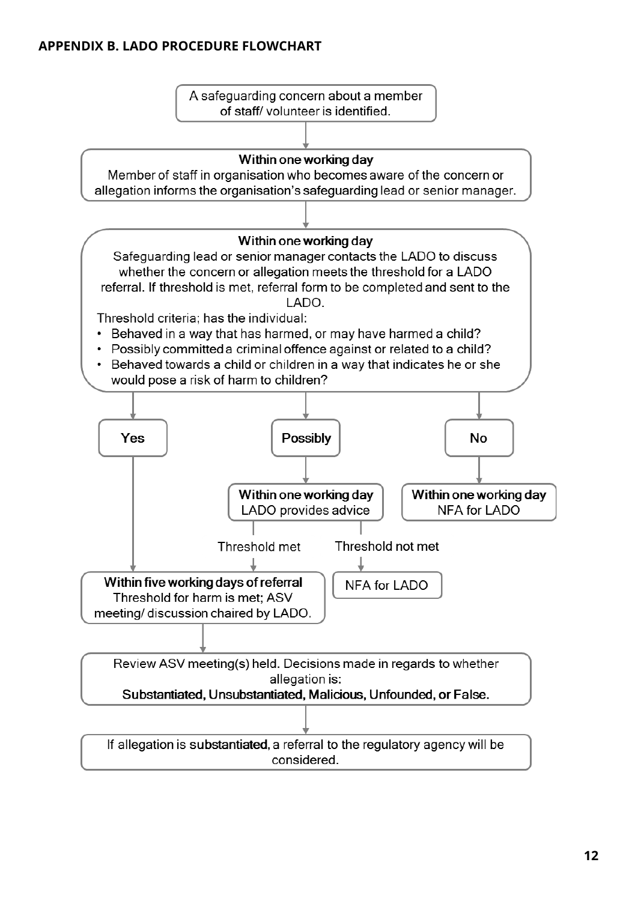## APPENDIX B. LADO PROCEDURE FLOWCHART

A safeguarding concern about a member of staff/ volunteer is identified.

↓

**Within one working day**

Member of staff in organisation who becomes aware of the concern or allegation informs the organisation's safeguarding lead or senior manager.

↓

**Within one working day**

Safeguarding lead or senior manager contacts the LADO to discuss whether the concern or allegation meets the threshold for a LADO referral. If threshold is met, referral form to be completed and sent to the LADO.

Threshold criteria; has the individual:

- Behaved in a way that has harmed, or may have harmed a child?
- Possibly committed a criminal offence against or related to a child?
- Behaved towards a child or children in a way that indicates he or she would pose a risk of harm to children?

↓

**Yes** → **Within five working days of referral** Threshold for harm is met; ASV meeting/ discussion chaired by LADO.

**Possibly** → **Within one working day** LADO provides advice

- Threshold met → **Within five working days of referral** Threshold for harm is met; ASV meeting/ discussion chaired by LADO.
- Threshold not met → NFA for LADO

**No** → **Within one working day** NFA for LADO

↓

Review ASV meeting(s) held. Decisions made in regards to whether allegation is:
**Substantiated, Unsubstantiated, Malicious, Unfounded, or False.**

↓

If allegation is **substantiated**, a referral to the regulatory agency will be considered.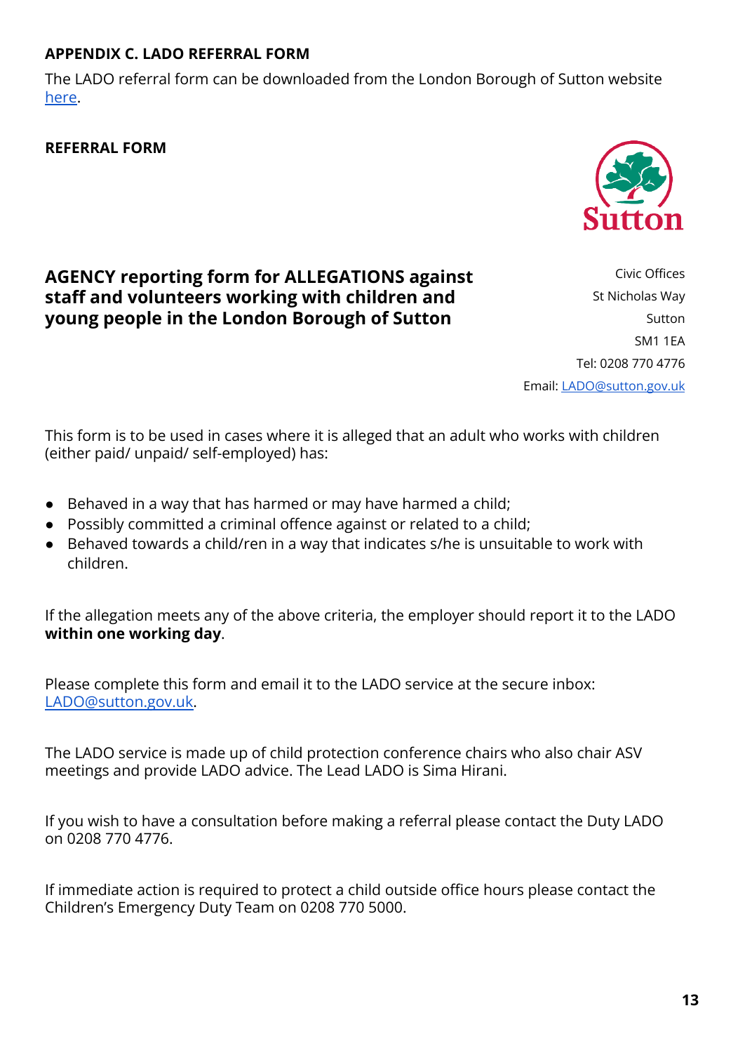## APPENDIX C. LADO REFERRAL FORM

The LADO referral form can be downloaded from the London Borough of Sutton website [here](#).

### REFERRAL FORM

## AGENCY reporting form for ALLEGATIONS against staff and volunteers working with children and young people in the London Borough of Sutton

Civic Offices
St Nicholas Way
Sutton
SM1 1EA
Tel: 0208 770 4776
Email: LADO@sutton.gov.uk

This form is to be used in cases where it is alleged that an adult who works with children (either paid/ unpaid/ self-employed) has:

- Behaved in a way that has harmed or may have harmed a child;
- Possibly committed a criminal offence against or related to a child;
- Behaved towards a child/ren in a way that indicates s/he is unsuitable to work with children.

If the allegation meets any of the above criteria, the employer should report it to the LADO **within one working day**.

Please complete this form and email it to the LADO service at the secure inbox: LADO@sutton.gov.uk.

The LADO service is made up of child protection conference chairs who also chair ASV meetings and provide LADO advice. The Lead LADO is Sima Hirani.

If you wish to have a consultation before making a referral please contact the Duty LADO on 0208 770 4776.

If immediate action is required to protect a child outside office hours please contact the Children's Emergency Duty Team on 0208 770 5000.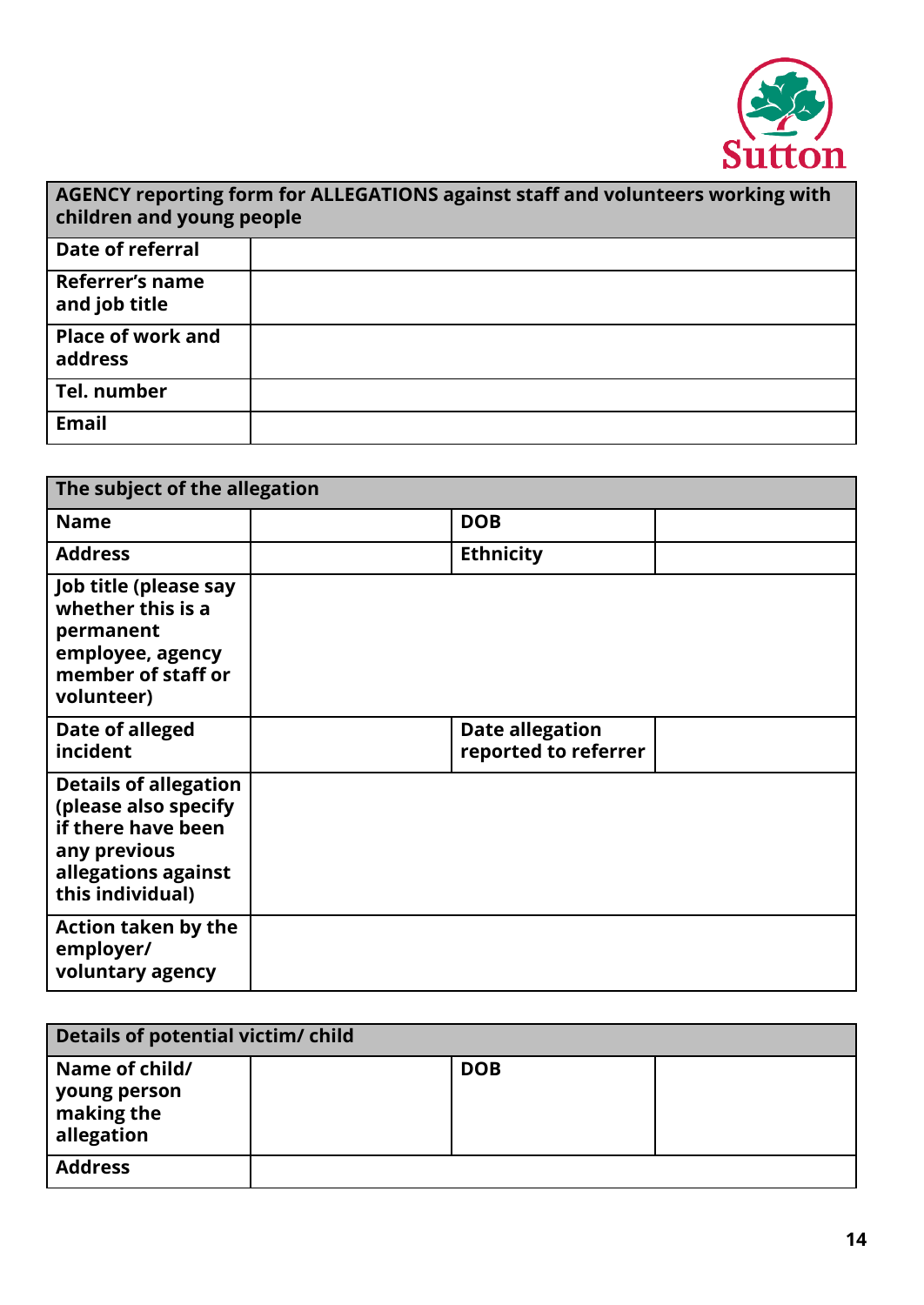Sutton

| AGENCY reporting form for ALLEGATIONS against staff and volunteers working with children and young people | |
|---|---|
| Date of referral | |
| Referrer's name and job title | |
| Place of work and address | |
| Tel. number | |
| Email | |

| The subject of the allegation | | | |
|---|---|---|---|
| Name | | DOB | |
| Address | | Ethnicity | |
| Job title (please say whether this is a permanent employee, agency member of staff or volunteer) | | | |
| Date of alleged incident | | Date allegation reported to referrer | |
| Details of allegation (please also specify if there have been any previous allegations against this individual) | | | |
| Action taken by the employer/ voluntary agency | | | |

| Details of potential victim/ child | | | |
|---|---|---|---|
| Name of child/ young person making the allegation | | DOB | |
| Address | | | |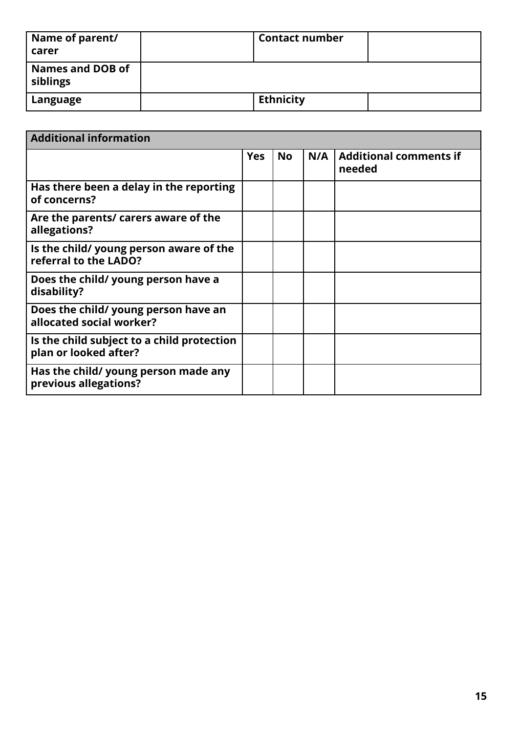| Name of parent/ carer | | Contact number | |
|---|---|---|---|
| Names and DOB of siblings | | | |
| Language | | Ethnicity | |

| Additional information | | | | |
|---|---|---|---|---|
| | Yes | No | N/A | Additional comments if needed |
| Has there been a delay in the reporting of concerns? | | | | |
| Are the parents/ carers aware of the allegations? | | | | |
| Is the child/ young person aware of the referral to the LADO? | | | | |
| Does the child/ young person have a disability? | | | | |
| Does the child/ young person have an allocated social worker? | | | | |
| Is the child subject to a child protection plan or looked after? | | | | |
| Has the child/ young person made any previous allegations? | | | | |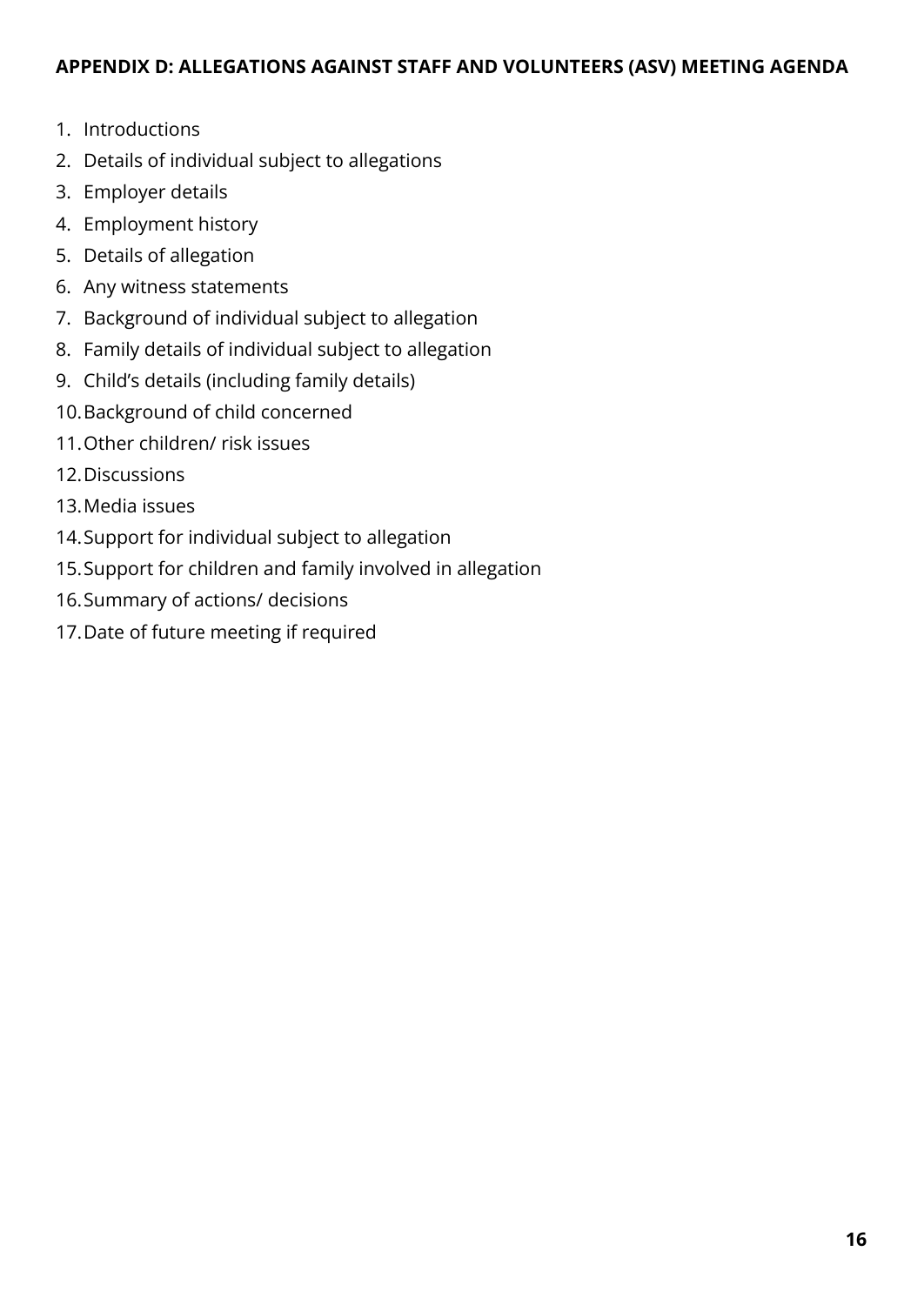## APPENDIX D: ALLEGATIONS AGAINST STAFF AND VOLUNTEERS (ASV) MEETING AGENDA

1. Introductions
2. Details of individual subject to allegations
3. Employer details
4. Employment history
5. Details of allegation
6. Any witness statements
7. Background of individual subject to allegation
8. Family details of individual subject to allegation
9. Child's details (including family details)
10. Background of child concerned
11. Other children/ risk issues
12. Discussions
13. Media issues
14. Support for individual subject to allegation
15. Support for children and family involved in allegation
16. Summary of actions/ decisions
17. Date of future meeting if required